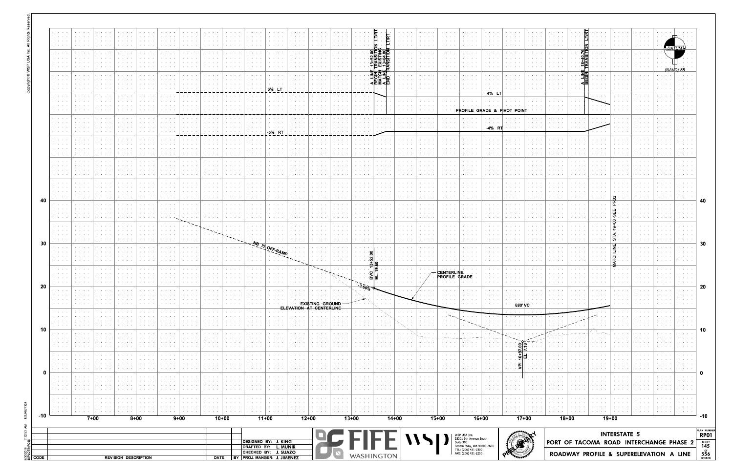# INTERSTATE 5

## PORT OF TACOMA ROAD INTERCHANGE PHASE 2

## ROADWAY PROFILE & SUPERELEVATION A LINE

DATUM (NAVD) 88

**Superelevation diagram:**

- A LINE 13+52.00 BEGIN TRANSITION LT/RT MATCH EXISTING
- A LINE 13+84.00 END TRANSITION LT/RT
- A LINE 18+40.76 BEGIN TRANSITION LT/RT
- 5% LT
- -5% RT
- 4% LT
- -4% RT
- PROFILE GRADE & PIVOT POINT

**Profile:**

- NB I5 OFF-RAMP
- EXISTING GROUND ELEVATION AT CENTERLINE
- -3.60%
- BVC 13+52.00 EL 19.60
- CENTERLINE PROFILE GRADE
- 690' VC
- VPI 16+97.00 EL 7.18
- MATCHLINE STA 19+00 SEE PR02

Elevations: 40, 30, 20, 10, 0, -10

Stations: 7+00, 8+00, 9+00, 10+00, 11+00, 12+00, 13+00, 14+00, 15+00, 16+00, 17+00, 18+00, 19+00

| CODE | REVISION DESCRIPTION | DATE | BY |
|---|---|---|---|
| | | | |

DESIGNED BY: J. KING
DRAFTED BY: L. MUNIR
CHECKED BY: J. SUAZO
PROJ. MANGER: J. JIMENEZ

FIFE WASHINGTON

WSP USA Inc.
33301 9th Avenue South
Suite 300
Federal Way, WA 98003-2600
TEL: (206) 431-2300
FAX: (206) 431-2250

PRELIMINARY

PLAN NUMBER RP01
SHEET 145 OF 556 SHEETS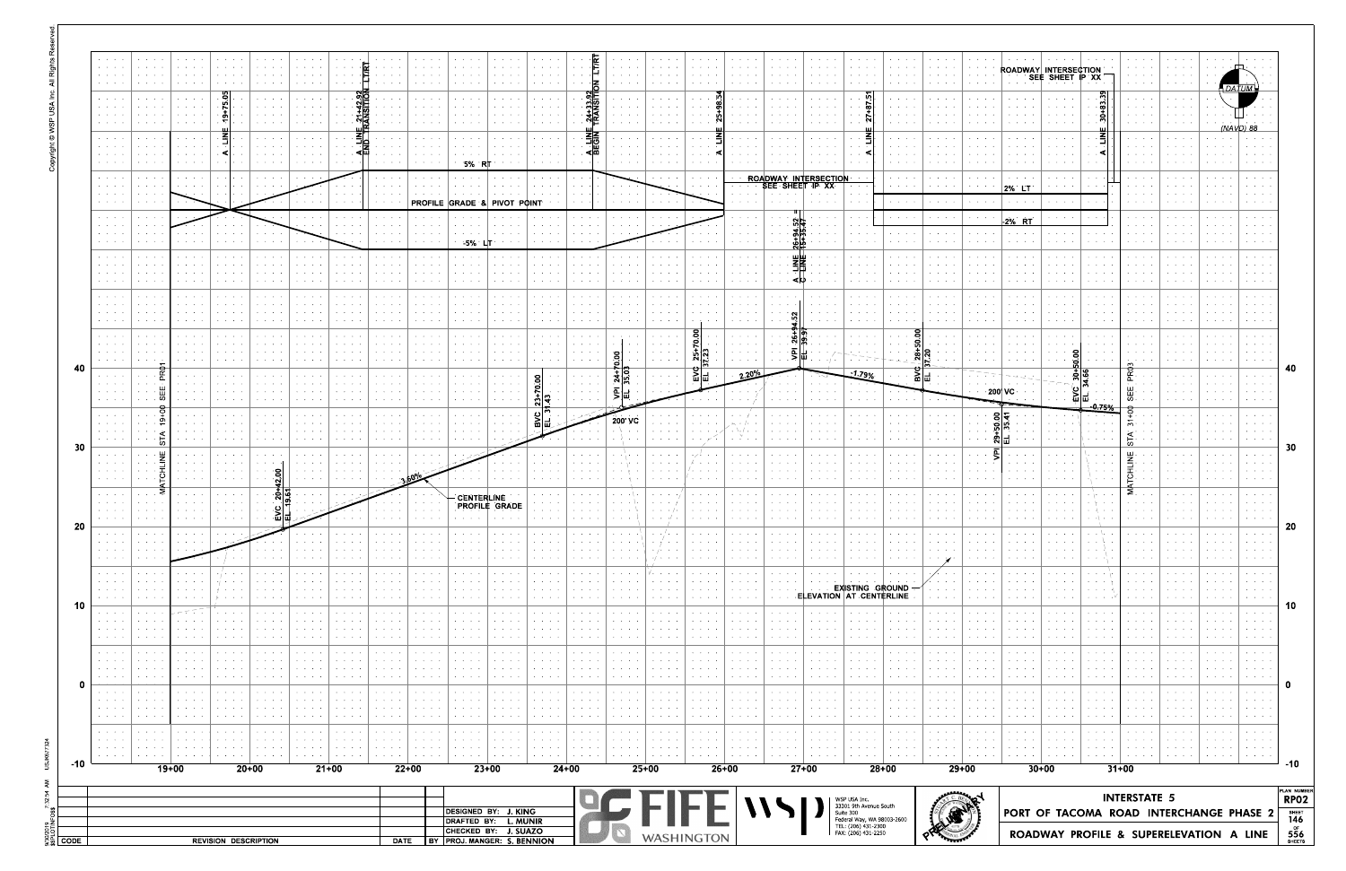# ROADWAY PROFILE & SUPERELEVATION A LINE

**DATUM (NAVD) 88**

## Superelevation Diagram

- A LINE 19+75.05
- A LINE 21+42.92 END TRANSITION LT/RT
- A LINE 24+33.92 BEGIN TRANSITION LT/RT
- A LINE 25+98.34
- A LINE 26+94.52 = C LINE 15+35.47
- A LINE 27+87.51
- A LINE 30+83.39
- 5% RT
- PROFILE GRADE & PIVOT POINT
- -5% LT
- ROADWAY INTERSECTION SEE SHEET IP XX
- ROADWAY INTERSECTION SEE SHEET IP XX
- 2% LT
- -2% RT

## Profile

- MATCHLINE STA 19+00 SEE PR01
- MATCHLINE STA 31+00 SEE PR03
- EVC 20+42.00, EL 19.61
- 3.60%
- CENTERLINE PROFILE GRADE
- BVC 23+70.00, EL 31.43
- VPI 24+70.00, EL 35.03
- 200' VC
- EVC 25+70.00, EL 37.23
- 2.20%
- VPI 26+94.52, EL 39.97
- -1.79%
- BVC 28+50.00, EL 37.20
- 200' VC
- VPI 29+50.00, EL 35.41
- EVC 30+50.00, EL 34.66
- -0.75%
- EXISTING GROUND ELEVATION AT CENTERLINE

Elevation scale: -10, 0, 10, 20, 30, 40

Stations: 19+00, 20+00, 21+00, 22+00, 23+00, 24+00, 25+00, 26+00, 27+00, 28+00, 29+00, 30+00, 31+00

## Title Block

| CODE | REVISION DESCRIPTION | DATE | BY |
|---|---|---|---|

- DESIGNED BY: J. KING
- DRAFTED BY: L. MUNIR
- CHECKED BY: J. SUAZO
- PROJ. MANGER: S. BENNION

FIFE WASHINGTON

WSP USA Inc.
33301 9th Avenue South
Suite 300
Federal Way, WA 98003-2600
TEL: (206) 431-2300
FAX: (206) 431-2250

PRELIMINARY

INTERSTATE 5
PORT OF TACOMA ROAD INTERCHANGE PHASE 2
ROADWAY PROFILE & SUPERELEVATION A LINE

PLAN NUMBER RP02
SHEET 146 OF 556 SHEETS

Copyright © WSP USA Inc. All Rights Reserved.
9/30/2019 7:12:54 AM USJK617324
SR1LOTINF088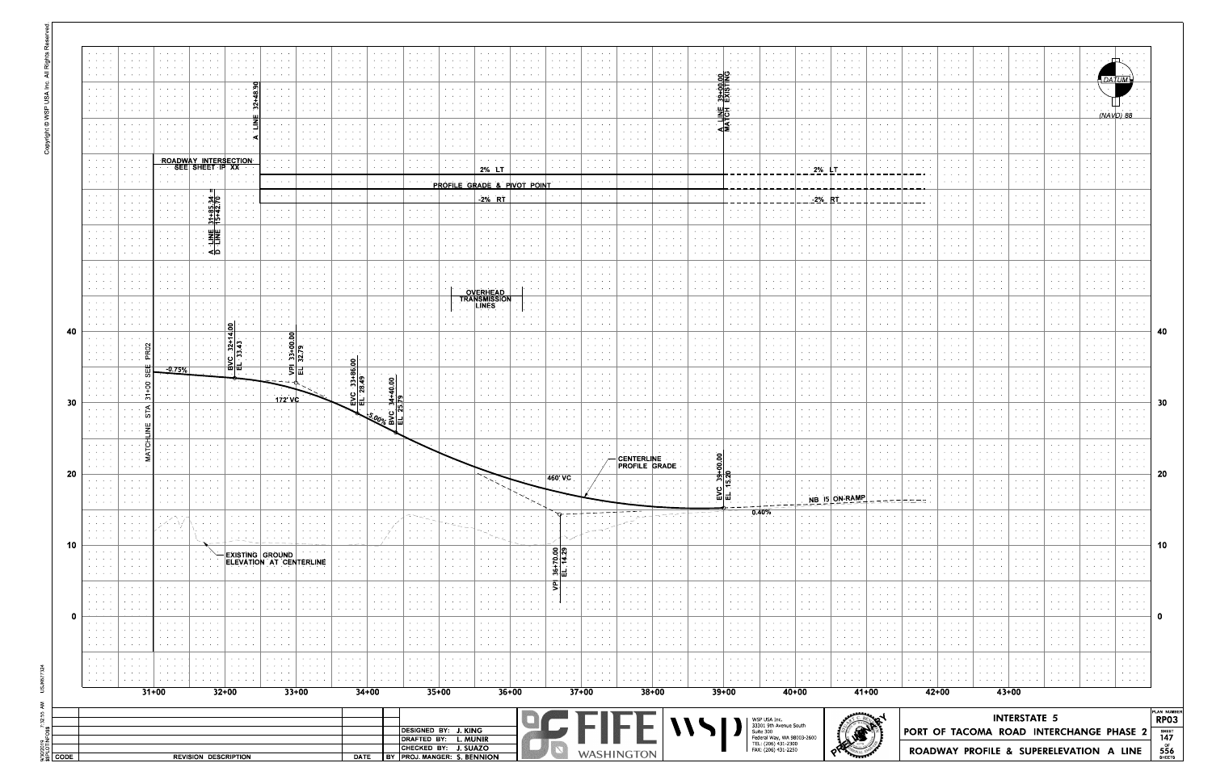DATUM (NAVD) 88

A LINE 32+48.90

A LINE 39+00.00 MATCH EXISTING

ROADWAY INTERSECTION SEE SHEET IP XX

2% LT

PROFILE GRADE & PIVOT POINT

-2% RT

2% LT

-2% RT

A LINE 31+85.34 = D LINE 15+42.70

OVERHEAD TRANSMISSION LINES

MATCHLINE STA 31+00 SEE PRO2

-0.75%

BVC 32+14.00 EL 33.43

VPI 33+00.00 EL 32.79

172' VC

EVC 33+86.00 EL 28.49

-5.00%

BVC 34+40.00 EL 25.79

460' VC

CENTERLINE PROFILE GRADE

EVC 39+00.00 EL 15.20

0.40%

NB I5 ON-RAMP

VPI 36+70.00 EL 14.29

EXISTING GROUND ELEVATION AT CENTERLINE

Elevations: 40, 30, 20, 10, 0

Stations: 31+00, 32+00, 33+00, 34+00, 35+00, 36+00, 37+00, 38+00, 39+00, 40+00, 41+00, 42+00, 43+00

| CODE | REVISION DESCRIPTION | DATE | BY |
|---|---|---|---|

DESIGNED BY: J. KING
DRAFTED BY: L. MUNIR
CHECKED BY: J. SUAZO
PROJ. MANGER: S. BENNION

FIFE WASHINGTON

WSP USA Inc.
33301 9th Avenue South
Suite 300
Federal Way, WA 98003-2600
TEL: (206) 431-2300
FAX: (206) 431-2250

PRELIMINARY

INTERSTATE 5
PORT OF TACOMA ROAD INTERCHANGE PHASE 2
ROADWAY PROFILE & SUPERELEVATION A LINE

PLAN NUMBER RP03
SHEET 147 OF 556 SHEETS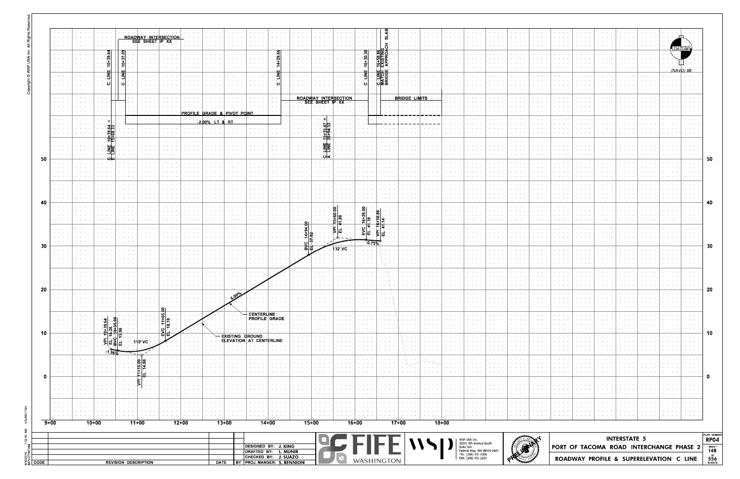# INTERSTATE 5
## PORT OF TACOMA ROAD INTERCHANGE PHASE 2
## ROADWAY PROFILE & SUPERELEVATION C LINE

PLAN NUMBER: RP04
SHEET 148 OF 556 SHEETS

DATUM (NAVD) 88

ROADWAY INTERSECTION SEE SHEET IP XX

C LINE 10+39.64

C LINE 10+37.09

C LINE 14+29.66

ROADWAY INTERSECTION SEE SHEET IP XX

C LINE 16+30.30

C LINE 16+58.86 MATCH EXISTING BRIDGE APPROACH SLAB

BRIDGE LIMITS

PROFILE GRADE & PIVOT POINT

-2.00% LT & RT

C LINE 10+39.64 = E LINE 15+68.33

C LINE 15+35.47 = A LINE 26+94.52

VPI 10+39.64
EL 16.26

BVC 10+55.00
EL 15.96

-1.96%

110' VC

VPI 11+10.00
EL 14.88

EVC 11+65.00
EL 18.18

6.00%

CENTERLINE PROFILE GRADE

EXISTING GROUND ELEVATION AT CENTERLINE

BVC 14+94.00
EL 37.92

132' VC

VPI 15+60.00
EL 41.88

EVC 16+26.00
EL 41.38

VPI 16+58.86
EL 41.14

-0.75%

Elevations: 0, 10, 20, 30, 40, 50

Stations: 9+00, 10+00, 11+00, 12+00, 13+00, 14+00, 15+00, 16+00, 17+00, 18+00

| CODE | REVISION DESCRIPTION | DATE | BY |
|---|---|---|---|

DESIGNED BY: J. KING
DRAFTED BY: L. MUNIR
CHECKED BY: J. SUAZO
PROJ. MANGER: S. BENNION

FIFE WASHINGTON

WSP USA Inc.
33301 9th Avenue South
Suite 300
Federal Way, WA 98003-2600
TEL: (206) 431-2300
FAX: (206) 431-2250

PRELIMINARY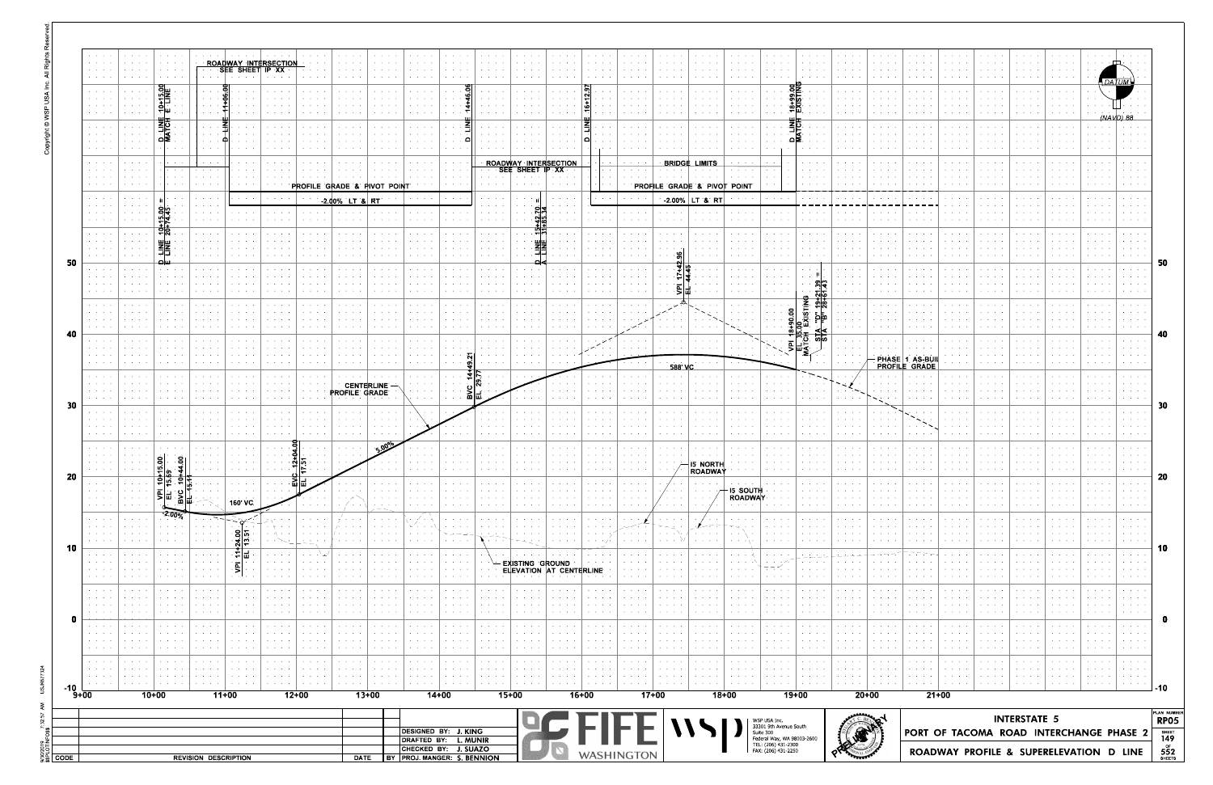# INTERSTATE 5

## PORT OF TACOMA ROAD INTERCHANGE PHASE 2

## ROADWAY PROFILE & SUPERELEVATION D LINE

DATUM (NAVD) 88

ROADWAY INTERSECTION SEE SHEET IP XX

D LINE 10+15.00 MATCH E LINE

D LINE 11+06.00

D LINE 14+46.06

D LINE 16+12.97

D LINE 18+99.00 MATCH EXISTING

PROFILE GRADE & PIVOT POINT

-2.00% LT & RT

ROADWAY INTERSECTION SEE SHEET IP XX

BRIDGE LIMITS

PROFILE GRADE & PIVOT POINT

-2.00% LT & RT

D LINE 10+15.00 = E LINE 20+74.43

D LINE 15+42.70 = A LINE 31+65.34

VPI 17+42.96 EL 44.45

VPI 18+90.00 EL 35.00 MATCH EXISTING

STA "D" 18+21.39 = STA "B" 28+41.43

PHASE 1 AS-BUILT PROFILE GRADE

588' VC

BVC 14+49.21 EL 29.77

CENTERLINE PROFILE GRADE

5.00%

IS NORTH ROADWAY

IS SOUTH ROADWAY

VPI 10+15.00 EL 15.59

BVC 10+44.00 EL 15.11

-2.00%

160' VC

EVC 12+04.00 EL 17.51

VPI 11+24.00 EL 13.51

EXISTING GROUND ELEVATION AT CENTERLINE

Elevations: -10, 0, 10, 20, 30, 40, 50

Stations: 9+00, 10+00, 11+00, 12+00, 13+00, 14+00, 15+00, 16+00, 17+00, 18+00, 19+00, 20+00, 21+00

| CODE | REVISION DESCRIPTION | DATE | BY |
|---|---|---|---|
| | | | |

DESIGNED BY: J. KING
DRAFTED BY: L. MUNIR
CHECKED BY: J. SUAZO
PROJ. MANGER: S. BENNION

FIFE WASHINGTON

WSP USA Inc.
33301 9th Avenue South
Suite 300
Federal Way, WA 98003-2600
TEL: (206) 431-2300
FAX: (206) 431-2250

PRELIMINARY

PLAN NUMBER RP05
SHEET 149 OF 552 SHEETS

Copyright © WSP USA Inc. All Rights Reserved.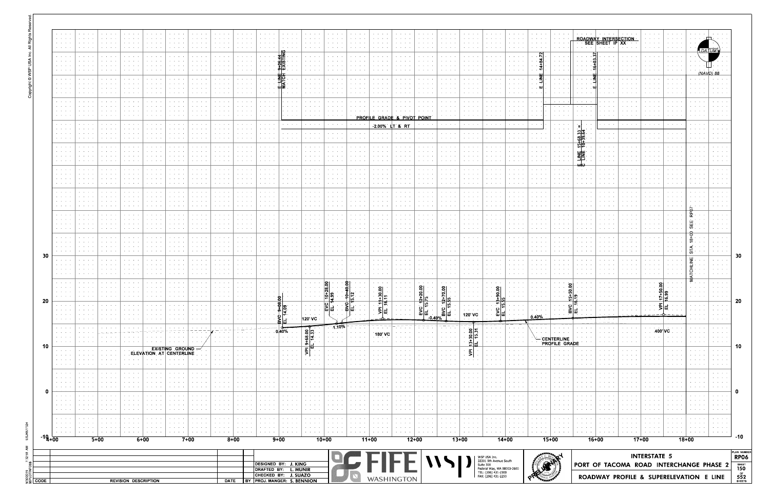# INTERSTATE 5
## PORT OF TACOMA ROAD INTERCHANGE PHASE 2
## ROADWAY PROFILE & SUPERELEVATION E LINE

PLAN NUMBER: RP06
SHEET 150 OF 552 SHEETS

DATUM (NAVD) 88

ROADWAY INTERSECTION SEE SHEET IP XX

E LINE 9+05.44 MATCH EXISTING

E LINE 14+84.72

E LINE 16+03.37

E LINE 15+68.33 = C LINE 10+39.64

PROFILE GRADE & PIVOT POINT

-2.00% LT & RT

MATCHLINE STA 18+00 SEE RP07

BVC 9+08.00 EL 14.09

VPI 9+68.00 EL 14.33

120' VC

0.40%

EVC 10+28.00 EL 14.99

BVC 10+40.00 EL 15.12

1.10%

VPI 11+30.00 EL 16.11

180' VC

EVC 12+20.00 EL 15.75

BVC 12+70.00 EL 15.55

-0.40%

120' VC

VPI 13+30.00 EL 15.31

EVC 13+90.00 EL 15.55

0.40%

CENTERLINE PROFILE GRADE

BVC 15+50.00 EL 16.19

VPI 17+50.00 EL 16.99

400' VC

EXISTING GROUND ELEVATION AT CENTERLINE

Elevations: 30, 20, 10, 0, -10

Stations: 4+00, 5+00, 6+00, 7+00, 8+00, 9+00, 10+00, 11+00, 12+00, 13+00, 14+00, 15+00, 16+00, 17+00, 18+00

| CODE | REVISION DESCRIPTION | DATE | BY |
|---|---|---|---|
| | | | |

DESIGNED BY: J. KING
DRAFTED BY: L. MUNIR
CHECKED BY: J. SUAZO
PROJ. MANGER: S. BENNION

FIFE WASHINGTON

WSP USA Inc.
33301 9th Avenue South
Suite 300
Federal Way, WA 98003-2600
TEL: (206) 431-2300
FAX: (206) 431-2250

PRELIMINARY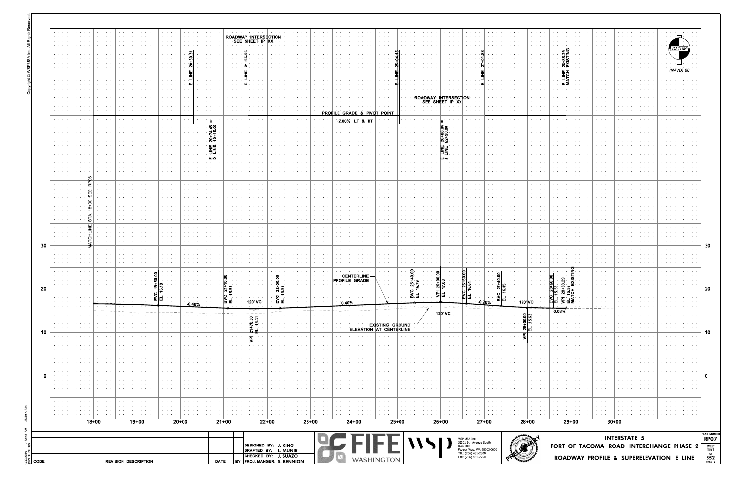ROADWAY INTERSECTION
SEE SHEET IP XX

E LINE 20+30.31

E LINE 21+56.56

E LINE 25+04.15

E LINE 27+01.88

E LINE 28+88.29
MATCH EXISTING

DATUM
(NAVD) 88

ROADWAY INTERSECTION
SEE SHEET IP XX

PROFILE GRADE & PIVOT POINT
-2.00% LT & RT

E LINE 20+74.45 =
D LINE 10+15.00

E LINE 26+08.04 =
J LINE 62+90.00

MATCHLINE STA 18+00 SEE RP06

30
20
10
0

EVC 19+50.00
EL 16.19

-0.40%

BVC 21+10.00
EL 15.55

120' VC

EVC 22+30.00
EL 15.55

VPI 21+70.00
EL 15.31

CENTERLINE
PROFILE GRADE

0.40%

EXISTING GROUND
ELEVATION AT CENTERLINE

BVC 25+40.00
EL 16.79

VPI 26+00.00
EL 17.03

120' VC

EVC 26+60.00
EL 16.61

-0.70%

BVC 27+40.00
EL 16.05

120' VC

VPI 28+00.00
EL 15.63

EVC 28+60.00
EL 15.58

-0.08%

VPI 28+88.29
EL 15.56
MATCH EXISTING

18+00 19+00 20+00 21+00 22+00 23+00 24+00 25+00 26+00 27+00 28+00 29+00 30+00

| CODE | REVISION DESCRIPTION | DATE | BY |
|---|---|---|---|

DESIGNED BY: J. KING
DRAFTED BY: L. MUNIR
CHECKED BY: J. SUAZO
PROJ. MANGER: S. BENNION

FIFE WASHINGTON

WSP USA Inc.
33301 9th Avenue South
Suite 300
Federal Way, WA 98003-2600
TEL: (206) 431-2300
FAX: (206) 431-2250

PRELIMINARY

INTERSTATE 5
PORT OF TACOMA ROAD INTERCHANGE PHASE 2
ROADWAY PROFILE & SUPERELEVATION E LINE

PLAN NUMBER RP07
SHEET 151 OF 552 SHEETS